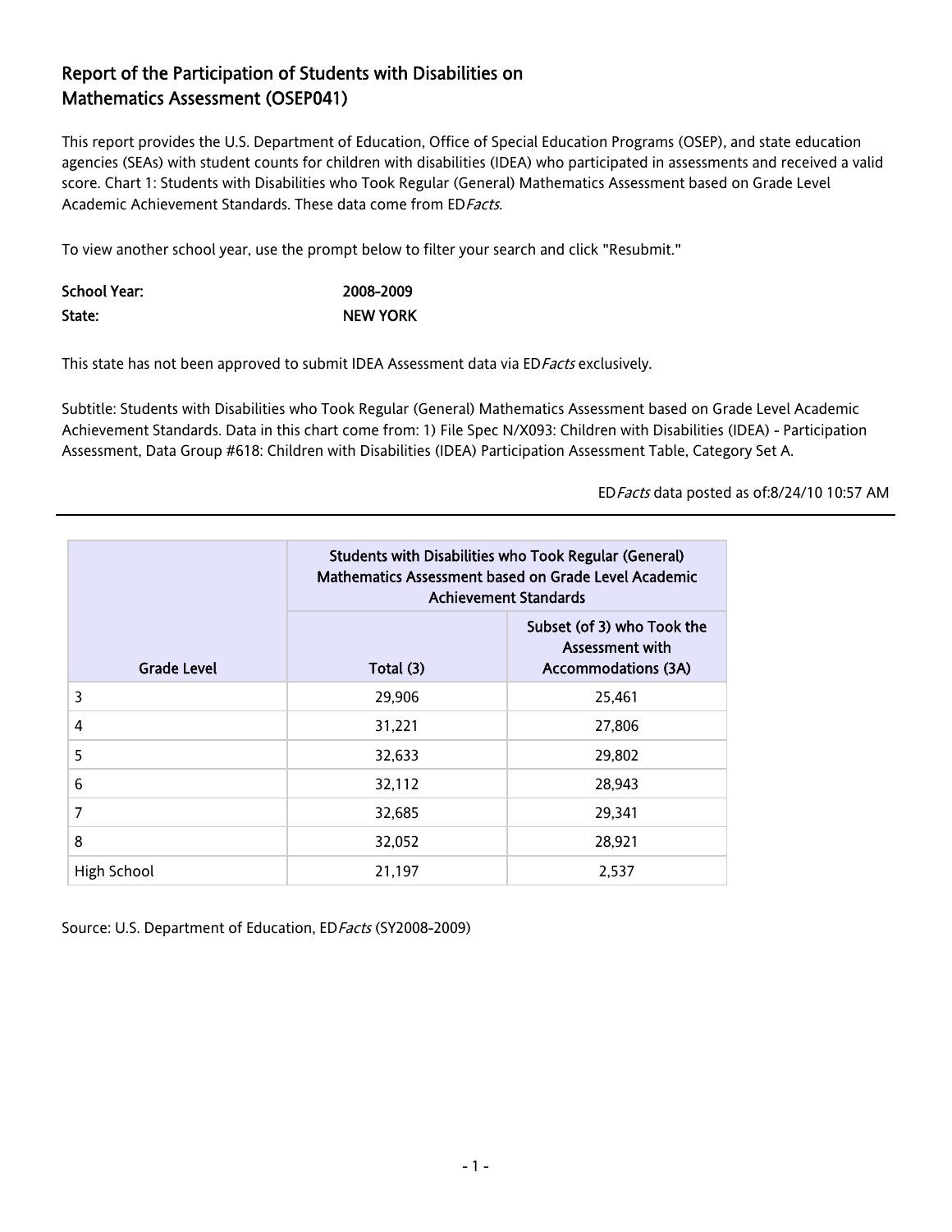# Report of the Participation of Students with Disabilities on Mathematics Assessment (OSEP041)

This report provides the U.S. Department of Education, Office of Special Education Programs (OSEP), and state education agencies (SEAs) with student counts for children with disabilities (IDEA) who participated in assessments and received a valid score. Chart 1: Students with Disabilities who Took Regular (General) Mathematics Assessment based on Grade Level Academic Achievement Standards. These data come from ED*Facts.*

To view another school year, use the prompt below to filter your search and click "Resubmit."

| | |
|---|---|
| **School Year:** | **2008-2009** |
| **State:** | **NEW YORK** |

This state has not been approved to submit IDEA Assessment data via ED*Facts* exclusively.

Subtitle: Students with Disabilities who Took Regular (General) Mathematics Assessment based on Grade Level Academic Achievement Standards. Data in this chart come from: 1) File Spec N/X093: Children with Disabilities (IDEA) - Participation Assessment, Data Group #618: Children with Disabilities (IDEA) Participation Assessment Table, Category Set A.

ED*Facts* data posted as of:8/24/10 10:57 AM

| | Students with Disabilities who Took Regular (General) Mathematics Assessment based on Grade Level Academic Achievement Standards | |
|---|---|---|
| Grade Level | Total (3) | Subset (of 3) who Took the Assessment with Accommodations (3A) |
| 3 | 29,906 | 25,461 |
| 4 | 31,221 | 27,806 |
| 5 | 32,633 | 29,802 |
| 6 | 32,112 | 28,943 |
| 7 | 32,685 | 29,341 |
| 8 | 32,052 | 28,921 |
| High School | 21,197 | 2,537 |

Source: U.S. Department of Education, ED*Facts* (SY2008-2009)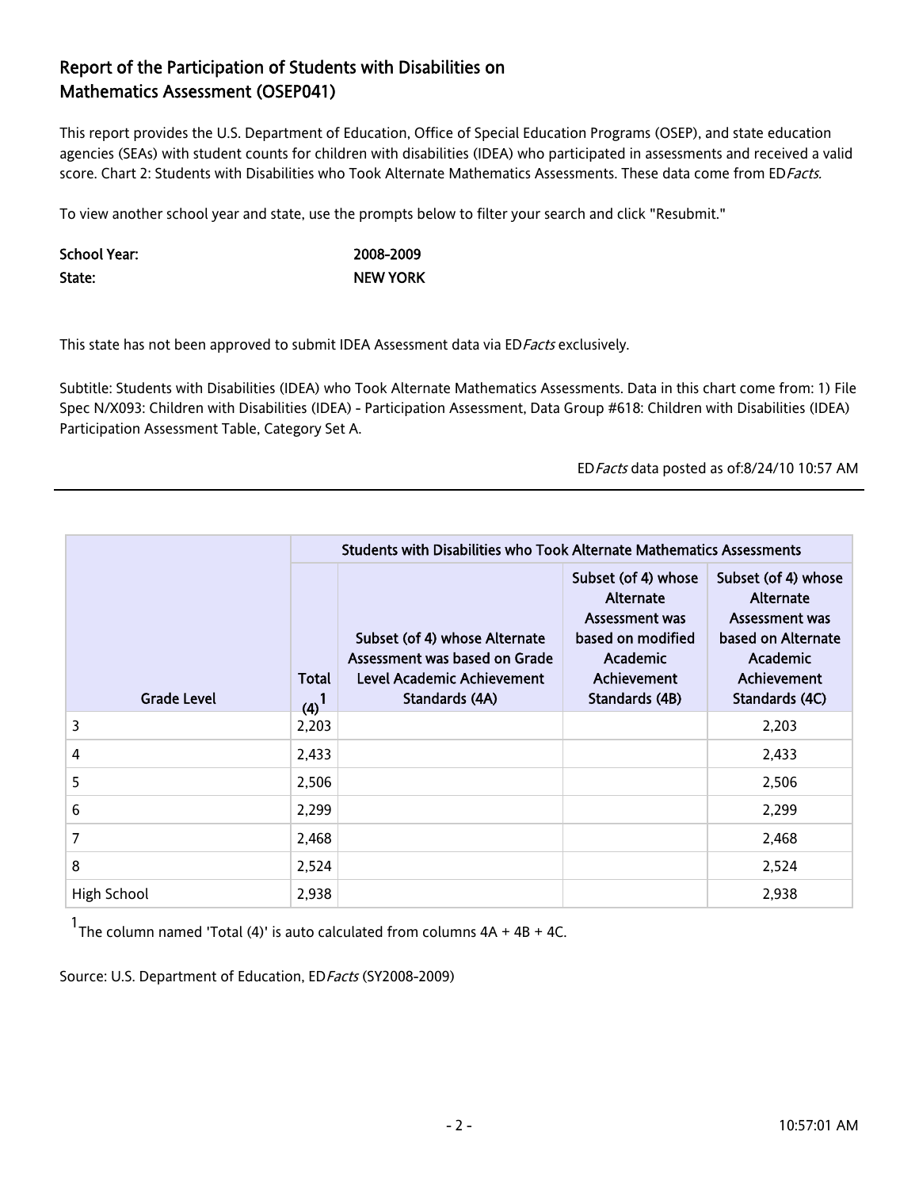## Report of the Participation of Students with Disabilities on Mathematics Assessment (OSEP041)

This report provides the U.S. Department of Education, Office of Special Education Programs (OSEP), and state education agencies (SEAs) with student counts for children with disabilities (IDEA) who participated in assessments and received a valid score. Chart 2: Students with Disabilities who Took Alternate Mathematics Assessments. These data come from ED*Facts.*

To view another school year and state, use the prompts below to filter your search and click "Resubmit."

**School Year:** 2008-2009
**State:** NEW YORK

This state has not been approved to submit IDEA Assessment data via ED*Facts* exclusively.

Subtitle: Students with Disabilities (IDEA) who Took Alternate Mathematics Assessments. Data in this chart come from: 1) File Spec N/X093: Children with Disabilities (IDEA) - Participation Assessment, Data Group #618: Children with Disabilities (IDEA) Participation Assessment Table, Category Set A.

ED*Facts* data posted as of:8/24/10 10:57 AM

| | Students with Disabilities who Took Alternate Mathematics Assessments | | | |
|---|---|---|---|---|
| Grade Level | Total (4)[1] | Subset (of 4) whose Alternate Assessment was based on Grade Level Academic Achievement Standards (4A) | Subset (of 4) whose Alternate Assessment was based on modified Academic Achievement Standards (4B) | Subset (of 4) whose Alternate Assessment was based on Alternate Academic Achievement Standards (4C) |
| 3 | 2,203 | | | 2,203 |
| 4 | 2,433 | | | 2,433 |
| 5 | 2,506 | | | 2,506 |
| 6 | 2,299 | | | 2,299 |
| 7 | 2,468 | | | 2,468 |
| 8 | 2,524 | | | 2,524 |
| High School | 2,938 | | | 2,938 |

[1] The column named 'Total (4)' is auto calculated from columns 4A + 4B + 4C.

Source: U.S. Department of Education, ED*Facts* (SY2008-2009)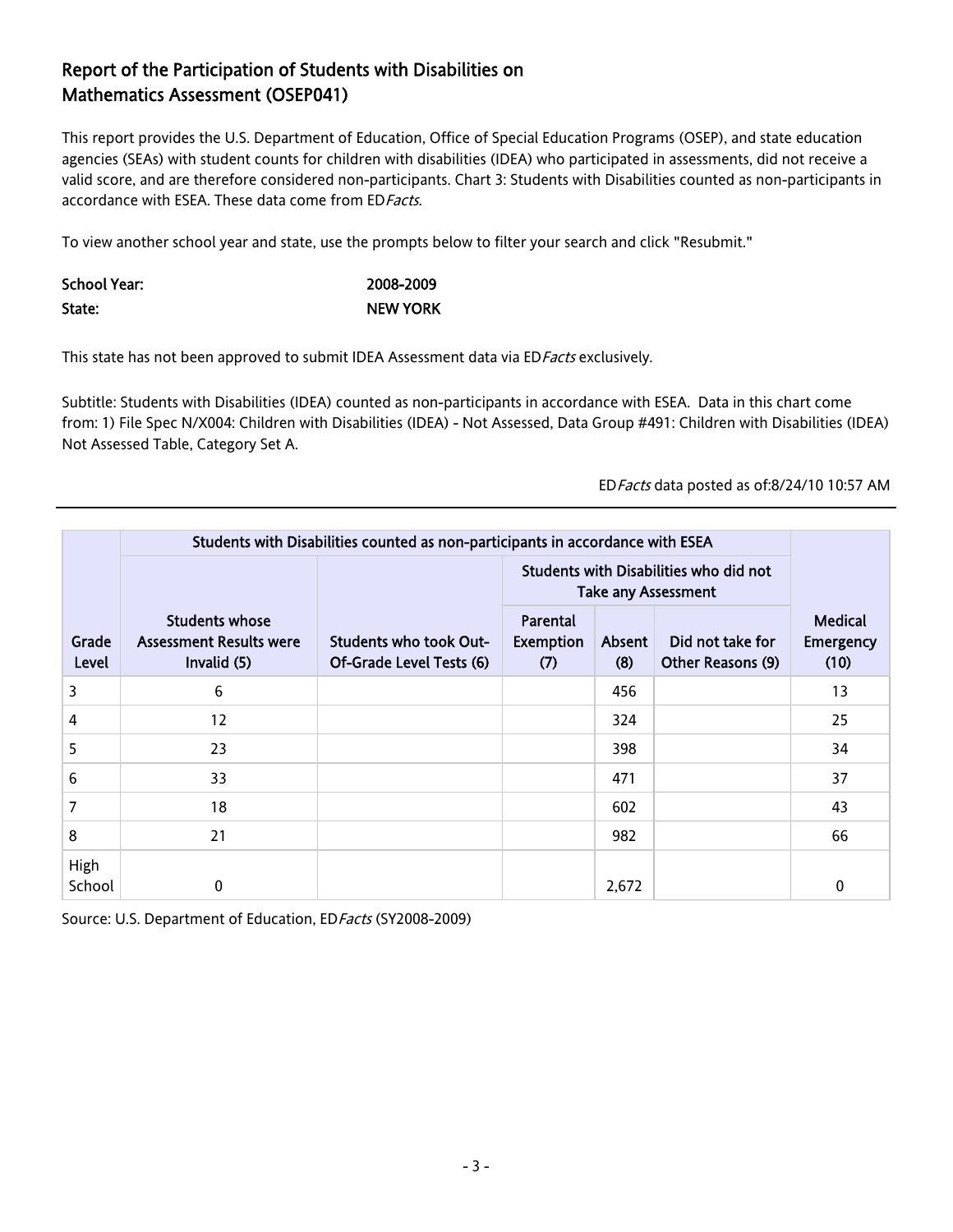## Report of the Participation of Students with Disabilities on Mathematics Assessment (OSEP041)

This report provides the U.S. Department of Education, Office of Special Education Programs (OSEP), and state education agencies (SEAs) with student counts for children with disabilities (IDEA) who participated in assessments, did not receive a valid score, and are therefore considered non-participants. Chart 3: Students with Disabilities counted as non-participants in accordance with ESEA. These data come from ED*Facts.*

To view another school year and state, use the prompts below to filter your search and click "Resubmit."

**School Year:** **2008-2009**

**State:** **NEW YORK**

This state has not been approved to submit IDEA Assessment data via ED*Facts* exclusively.

Subtitle: Students with Disabilities (IDEA) counted as non-participants in accordance with ESEA. Data in this chart come from: 1) File Spec N/X004: Children with Disabilities (IDEA) - Not Assessed, Data Group #491: Children with Disabilities (IDEA) Not Assessed Table, Category Set A.

ED*Facts* data posted as of:8/24/10 10:57 AM

| | Students with Disabilities counted as non-participants in accordance with ESEA | | | | | |
|---|---|---|---|---|---|---|
| | | | Students with Disabilities who did not Take any Assessment | | | |
| Grade Level | Students whose Assessment Results were Invalid (5) | Students who took Out-Of-Grade Level Tests (6) | Parental Exemption (7) | Absent (8) | Did not take for Other Reasons (9) | Medical Emergency (10) |
| 3 | 6 | | | 456 | | 13 |
| 4 | 12 | | | 324 | | 25 |
| 5 | 23 | | | 398 | | 34 |
| 6 | 33 | | | 471 | | 37 |
| 7 | 18 | | | 602 | | 43 |
| 8 | 21 | | | 982 | | 66 |
| High School | 0 | | | 2,672 | | 0 |

Source: U.S. Department of Education, ED*Facts* (SY2008-2009)